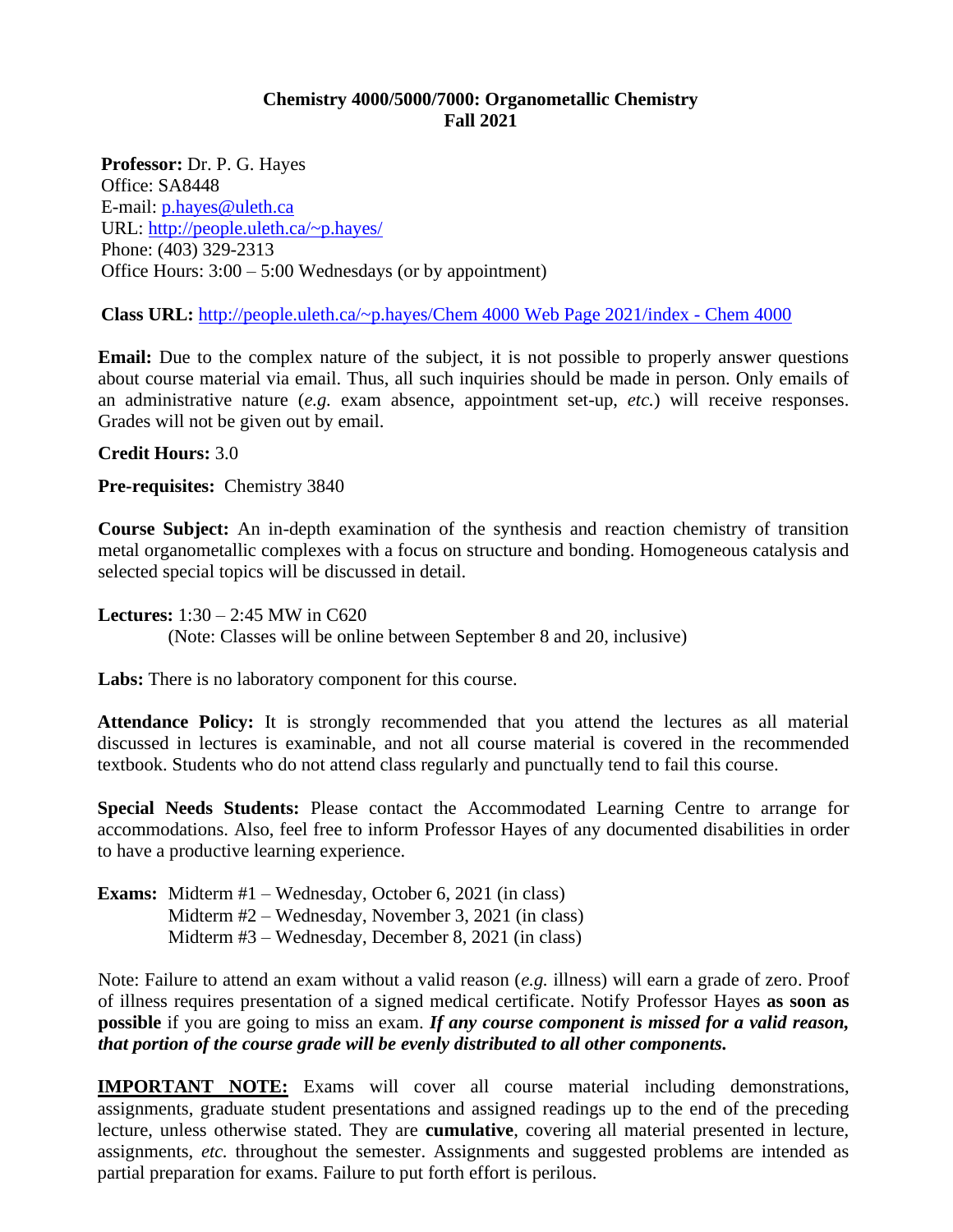# Chemistry 4000/5000/7000: Organometallic Chemistry
## Fall 2021

**Professor:** Dr. P. G. Hayes
Office: SA8448
E-mail: p.hayes@uleth.ca
URL: http://people.uleth.ca/~p.hayes/
Phone: (403) 329-2313
Office Hours: 3:00 – 5:00 Wednesdays (or by appointment)

**Class URL:** http://people.uleth.ca/~p.hayes/Chem 4000 Web Page 2021/index - Chem 4000

**Email:** Due to the complex nature of the subject, it is not possible to properly answer questions about course material via email. Thus, all such inquiries should be made in person. Only emails of an administrative nature (*e.g.* exam absence, appointment set-up, *etc.*) will receive responses. Grades will not be given out by email.

**Credit Hours:** 3.0

**Pre-requisites:** Chemistry 3840

**Course Subject:** An in-depth examination of the synthesis and reaction chemistry of transition metal organometallic complexes with a focus on structure and bonding. Homogeneous catalysis and selected special topics will be discussed in detail.

**Lectures:** 1:30 – 2:45 MW in C620
(Note: Classes will be online between September 8 and 20, inclusive)

**Labs:** There is no laboratory component for this course.

**Attendance Policy:** It is strongly recommended that you attend the lectures as all material discussed in lectures is examinable, and not all course material is covered in the recommended textbook. Students who do not attend class regularly and punctually tend to fail this course.

**Special Needs Students:** Please contact the Accommodated Learning Centre to arrange for accommodations. Also, feel free to inform Professor Hayes of any documented disabilities in order to have a productive learning experience.

**Exams:** Midterm #1 – Wednesday, October 6, 2021 (in class)
Midterm #2 – Wednesday, November 3, 2021 (in class)
Midterm #3 – Wednesday, December 8, 2021 (in class)

Note: Failure to attend an exam without a valid reason (*e.g.* illness) will earn a grade of zero. Proof of illness requires presentation of a signed medical certificate. Notify Professor Hayes **as soon as possible** if you are going to miss an exam. ***If any course component is missed for a valid reason, that portion of the course grade will be evenly distributed to all other components.***

**IMPORTANT NOTE:** Exams will cover all course material including demonstrations, assignments, graduate student presentations and assigned readings up to the end of the preceding lecture, unless otherwise stated. They are **cumulative**, covering all material presented in lecture, assignments, *etc.* throughout the semester. Assignments and suggested problems are intended as partial preparation for exams. Failure to put forth effort is perilous.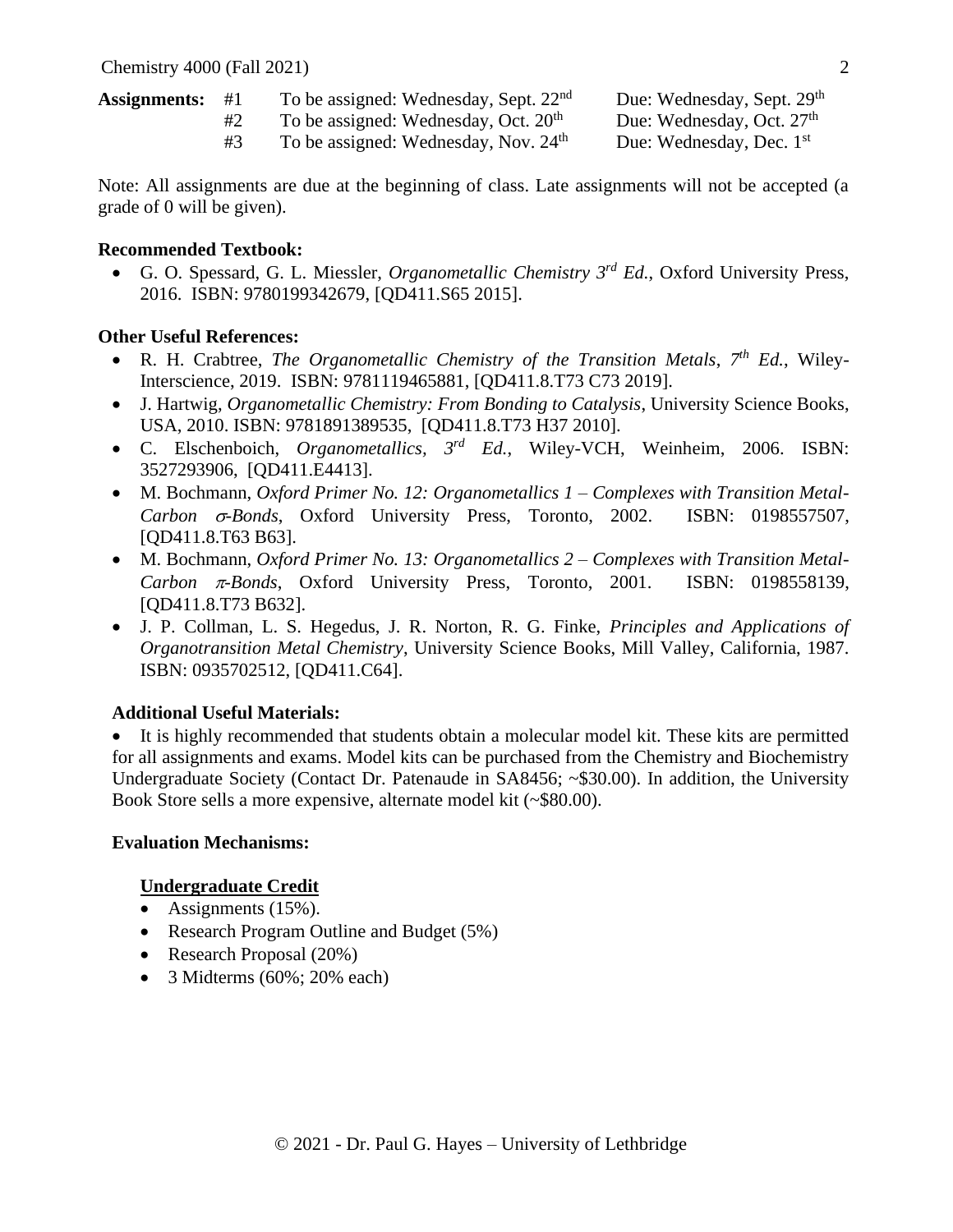**Assignments:**

| | | |
|---|---|---|
| #1 | To be assigned: Wednesday, Sept. 22nd | Due: Wednesday, Sept. 29th |
| #2 | To be assigned: Wednesday, Oct. 20th | Due: Wednesday, Oct. 27th |
| #3 | To be assigned: Wednesday, Nov. 24th | Due: Wednesday, Dec. 1st |

Note: All assignments are due at the beginning of class. Late assignments will not be accepted (a grade of 0 will be given).

**Recommended Textbook:**

- G. O. Spessard, G. L. Miessler, *Organometallic Chemistry 3rd Ed.*, Oxford University Press, 2016. ISBN: 9780199342679, [QD411.S65 2015].

**Other Useful References:**

- R. H. Crabtree, *The Organometallic Chemistry of the Transition Metals*, *7th Ed.*, Wiley-Interscience, 2019. ISBN: 9781119465881, [QD411.8.T73 C73 2019].
- J. Hartwig, *Organometallic Chemistry: From Bonding to Catalysis*, University Science Books, USA, 2010. ISBN: 9781891389535, [QD411.8.T73 H37 2010].
- C. Elschenboich, *Organometallics, 3rd Ed.*, Wiley-VCH, Weinheim, 2006. ISBN: 3527293906, [QD411.E4413].
- M. Bochmann, *Oxford Primer No. 12: Organometallics 1 – Complexes with Transition Metal-Carbon $\sigma$-Bonds*, Oxford University Press, Toronto, 2002. ISBN: 0198557507, [QD411.8.T63 B63].
- M. Bochmann, *Oxford Primer No. 13: Organometallics 2 – Complexes with Transition Metal-Carbon $\pi$-Bonds*, Oxford University Press, Toronto, 2001. ISBN: 0198558139, [QD411.8.T73 B632].
- J. P. Collman, L. S. Hegedus, J. R. Norton, R. G. Finke, *Principles and Applications of Organotransition Metal Chemistry*, University Science Books, Mill Valley, California, 1987. ISBN: 0935702512, [QD411.C64].

**Additional Useful Materials:**

- It is highly recommended that students obtain a molecular model kit. These kits are permitted for all assignments and exams. Model kits can be purchased from the Chemistry and Biochemistry Undergraduate Society (Contact Dr. Patenaude in SA8456; ~$30.00). In addition, the University Book Store sells a more expensive, alternate model kit (~$80.00).

**Evaluation Mechanisms:**

**Undergraduate Credit**

- Assignments (15%).
- Research Program Outline and Budget (5%)
- Research Proposal (20%)
- 3 Midterms (60%; 20% each)

© 2021 - Dr. Paul G. Hayes – University of Lethbridge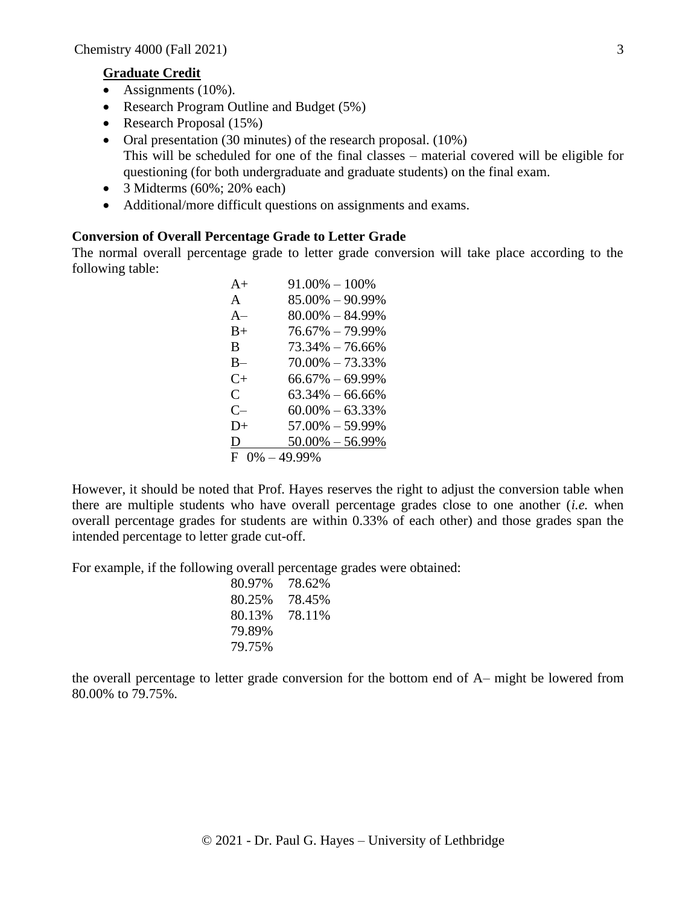**Graduate Credit**

- Assignments (10%).
- Research Program Outline and Budget (5%)
- Research Proposal (15%)
- Oral presentation (30 minutes) of the research proposal. (10%)
  This will be scheduled for one of the final classes – material covered will be eligible for questioning (for both undergraduate and graduate students) on the final exam.
- 3 Midterms (60%; 20% each)
- Additional/more difficult questions on assignments and exams.

**Conversion of Overall Percentage Grade to Letter Grade**

The normal overall percentage grade to letter grade conversion will take place according to the following table:

| Grade | Range |
|---|---|
| A+ | 91.00% – 100% |
| A | 85.00% – 90.99% |
| A– | 80.00% – 84.99% |
| B+ | 76.67% – 79.99% |
| B | 73.34% – 76.66% |
| B– | 70.00% – 73.33% |
| C+ | 66.67% – 69.99% |
| C | 63.34% – 66.66% |
| C– | 60.00% – 63.33% |
| D+ | 57.00% – 59.99% |
| D | 50.00% – 56.99% |
| F | 0% – 49.99% |

However, it should be noted that Prof. Hayes reserves the right to adjust the conversion table when there are multiple students who have overall percentage grades close to one another (*i.e.* when overall percentage grades for students are within 0.33% of each other) and those grades span the intended percentage to letter grade cut-off.

For example, if the following overall percentage grades were obtained:

| | |
|---|---|
| 80.97% | 78.62% |
| 80.25% | 78.45% |
| 80.13% | 78.11% |
| 79.89% | |
| 79.75% | |

the overall percentage to letter grade conversion for the bottom end of A– might be lowered from 80.00% to 79.75%.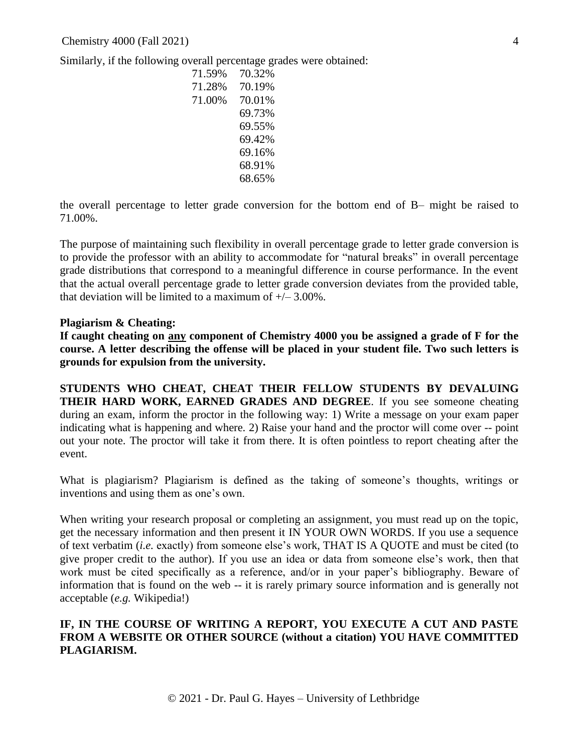Similarly, if the following overall percentage grades were obtained:

| | |
|---|---|
| 71.59% | 70.32% |
| 71.28% | 70.19% |
| 71.00% | 70.01% |
| | 69.73% |
| | 69.55% |
| | 69.42% |
| | 69.16% |
| | 68.91% |
| | 68.65% |

the overall percentage to letter grade conversion for the bottom end of B– might be raised to 71.00%.

The purpose of maintaining such flexibility in overall percentage grade to letter grade conversion is to provide the professor with an ability to accommodate for "natural breaks" in overall percentage grade distributions that correspond to a meaningful difference in course performance. In the event that the actual overall percentage grade to letter grade conversion deviates from the provided table, that deviation will be limited to a maximum of +/– 3.00%.

**Plagiarism & Cheating:**

**If caught cheating on <u>any</u> component of Chemistry 4000 you be assigned a grade of F for the course. A letter describing the offense will be placed in your student file. Two such letters is grounds for expulsion from the university.**

**STUDENTS WHO CHEAT, CHEAT THEIR FELLOW STUDENTS BY DEVALUING THEIR HARD WORK, EARNED GRADES AND DEGREE**. If you see someone cheating during an exam, inform the proctor in the following way: 1) Write a message on your exam paper indicating what is happening and where. 2) Raise your hand and the proctor will come over -- point out your note. The proctor will take it from there. It is often pointless to report cheating after the event.

What is plagiarism? Plagiarism is defined as the taking of someone's thoughts, writings or inventions and using them as one's own.

When writing your research proposal or completing an assignment, you must read up on the topic, get the necessary information and then present it IN YOUR OWN WORDS. If you use a sequence of text verbatim (*i.e.* exactly) from someone else's work, THAT IS A QUOTE and must be cited (to give proper credit to the author). If you use an idea or data from someone else's work, then that work must be cited specifically as a reference, and/or in your paper's bibliography. Beware of information that is found on the web -- it is rarely primary source information and is generally not acceptable (*e.g.* Wikipedia!)

**IF, IN THE COURSE OF WRITING A REPORT, YOU EXECUTE A CUT AND PASTE FROM A WEBSITE OR OTHER SOURCE (without a citation) YOU HAVE COMMITTED PLAGIARISM.**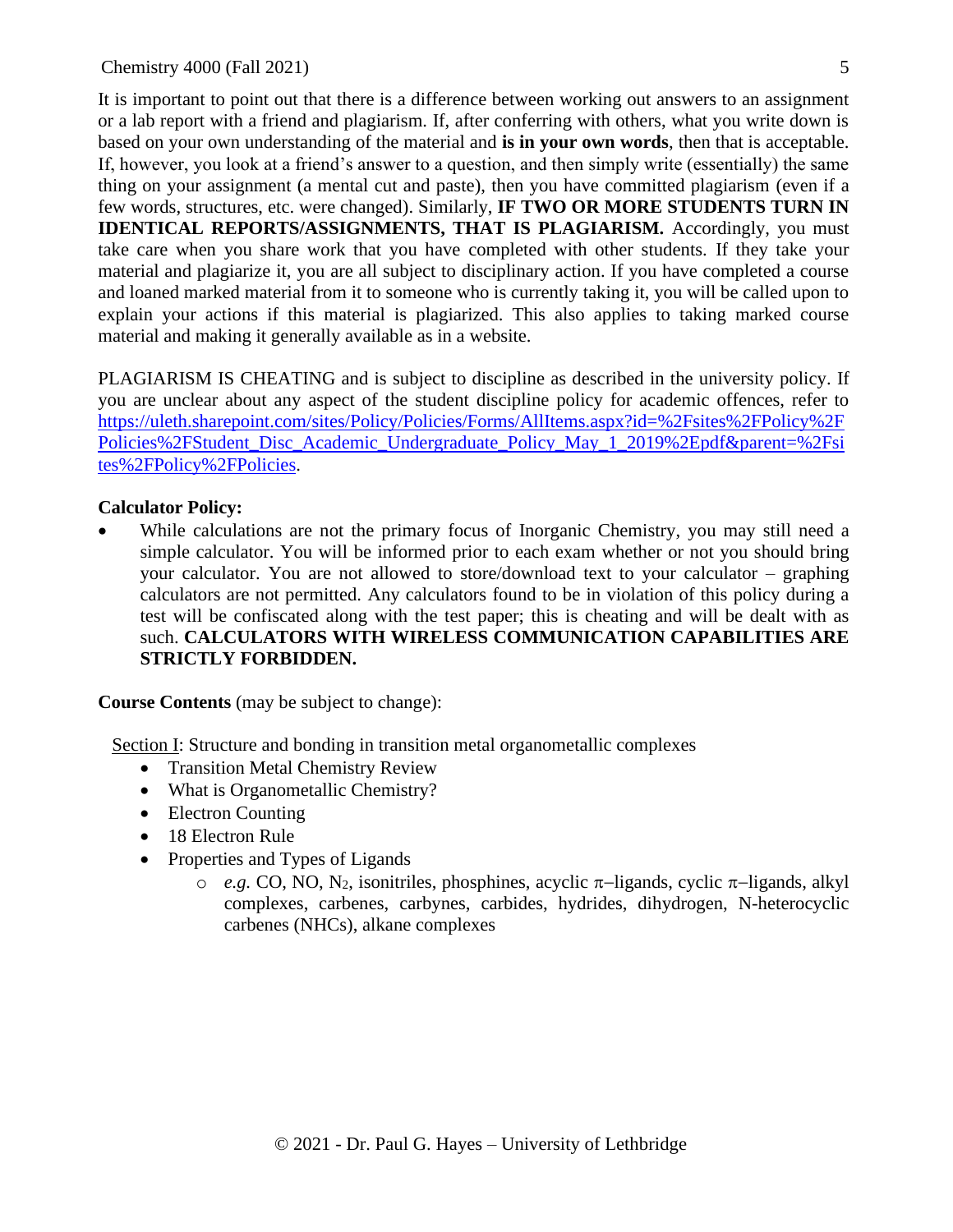It is important to point out that there is a difference between working out answers to an assignment or a lab report with a friend and plagiarism. If, after conferring with others, what you write down is based on your own understanding of the material and **is in your own words**, then that is acceptable. If, however, you look at a friend's answer to a question, and then simply write (essentially) the same thing on your assignment (a mental cut and paste), then you have committed plagiarism (even if a few words, structures, etc. were changed). Similarly, **IF TWO OR MORE STUDENTS TURN IN IDENTICAL REPORTS/ASSIGNMENTS, THAT IS PLAGIARISM.** Accordingly, you must take care when you share work that you have completed with other students. If they take your material and plagiarize it, you are all subject to disciplinary action. If you have completed a course and loaned marked material from it to someone who is currently taking it, you will be called upon to explain your actions if this material is plagiarized. This also applies to taking marked course material and making it generally available as in a website.

PLAGIARISM IS CHEATING and is subject to discipline as described in the university policy. If you are unclear about any aspect of the student discipline policy for academic offences, refer to https://uleth.sharepoint.com/sites/Policy/Policies/Forms/AllItems.aspx?id=%2Fsites%2FPolicy%2FPolicies%2FStudent_Disc_Academic_Undergraduate_Policy_May_1_2019%2Epdf&parent=%2Fsites%2FPolicy%2FPolicies.

**Calculator Policy:**

- While calculations are not the primary focus of Inorganic Chemistry, you may still need a simple calculator. You will be informed prior to each exam whether or not you should bring your calculator. You are not allowed to store/download text to your calculator – graphing calculators are not permitted. Any calculators found to be in violation of this policy during a test will be confiscated along with the test paper; this is cheating and will be dealt with as such. **CALCULATORS WITH WIRELESS COMMUNICATION CAPABILITIES ARE STRICTLY FORBIDDEN.**

**Course Contents** (may be subject to change):

Section I: Structure and bonding in transition metal organometallic complexes

- Transition Metal Chemistry Review
- What is Organometallic Chemistry?
- Electron Counting
- 18 Electron Rule
- Properties and Types of Ligands
  - *e.g.* CO, NO, $N_2$, isonitriles, phosphines, acyclic $\pi$–ligands, cyclic $\pi$–ligands, alkyl complexes, carbenes, carbynes, carbides, hydrides, dihydrogen, N-heterocyclic carbenes (NHCs), alkane complexes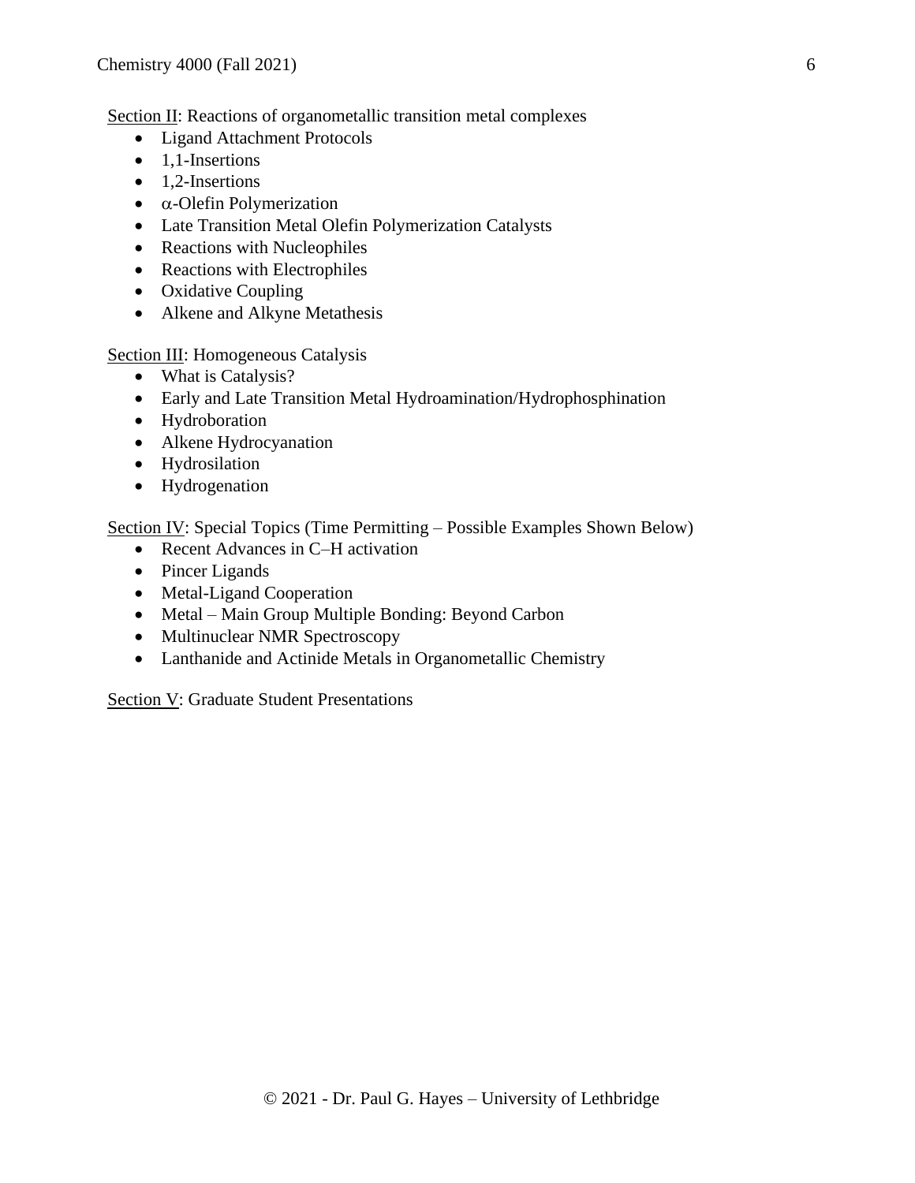Section II: Reactions of organometallic transition metal complexes

- Ligand Attachment Protocols
- 1,1-Insertions
- 1,2-Insertions
- $\alpha$-Olefin Polymerization
- Late Transition Metal Olefin Polymerization Catalysts
- Reactions with Nucleophiles
- Reactions with Electrophiles
- Oxidative Coupling
- Alkene and Alkyne Metathesis

Section III: Homogeneous Catalysis

- What is Catalysis?
- Early and Late Transition Metal Hydroamination/Hydrophosphination
- Hydroboration
- Alkene Hydrocyanation
- Hydrosilation
- Hydrogenation

Section IV: Special Topics (Time Permitting – Possible Examples Shown Below)

- Recent Advances in C–H activation
- Pincer Ligands
- Metal-Ligand Cooperation
- Metal – Main Group Multiple Bonding: Beyond Carbon
- Multinuclear NMR Spectroscopy
- Lanthanide and Actinide Metals in Organometallic Chemistry

Section V: Graduate Student Presentations